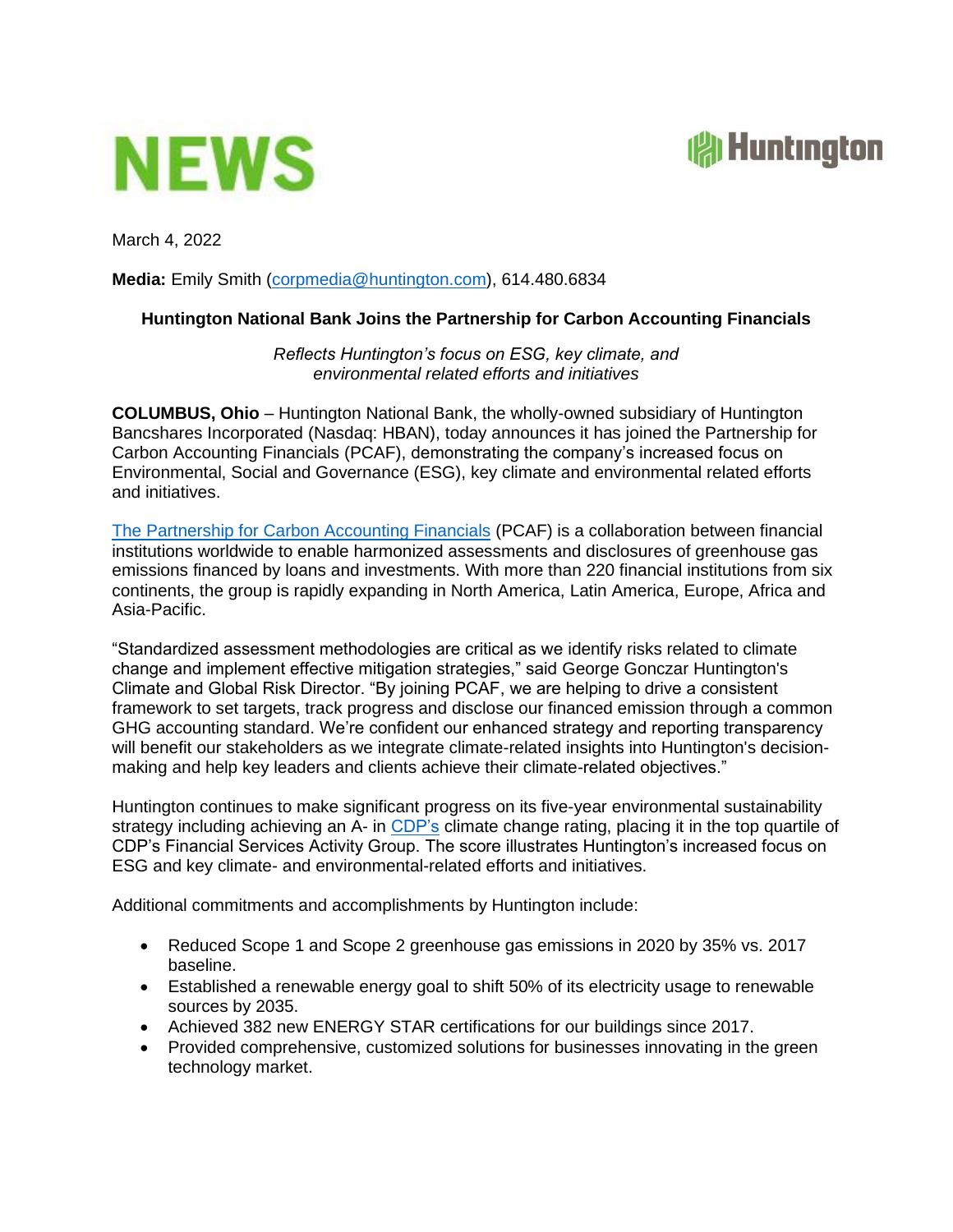# NEWS

**Huntington**

March 4, 2022

**Media:** Emily Smith ([corpmedia@huntington.com](mailto:corpmedia@huntington.com)), 614.480.6834

## Huntington National Bank Joins the Partnership for Carbon Accounting Financials

*Reflects Huntington's focus on ESG, key climate, and environmental related efforts and initiatives*

**COLUMBUS, Ohio** – Huntington National Bank, the wholly-owned subsidiary of Huntington Bancshares Incorporated (Nasdaq: HBAN), today announces it has joined the Partnership for Carbon Accounting Financials (PCAF), demonstrating the company's increased focus on Environmental, Social and Governance (ESG), key climate and environmental related efforts and initiatives.

The Partnership for Carbon Accounting Financials (PCAF) is a collaboration between financial institutions worldwide to enable harmonized assessments and disclosures of greenhouse gas emissions financed by loans and investments. With more than 220 financial institutions from six continents, the group is rapidly expanding in North America, Latin America, Europe, Africa and Asia-Pacific.

"Standardized assessment methodologies are critical as we identify risks related to climate change and implement effective mitigation strategies," said George Gonczar Huntington's Climate and Global Risk Director. "By joining PCAF, we are helping to drive a consistent framework to set targets, track progress and disclose our financed emission through a common GHG accounting standard. We're confident our enhanced strategy and reporting transparency will benefit our stakeholders as we integrate climate-related insights into Huntington's decision-making and help key leaders and clients achieve their climate-related objectives."

Huntington continues to make significant progress on its five-year environmental sustainability strategy including achieving an A- in CDP's climate change rating, placing it in the top quartile of CDP's Financial Services Activity Group. The score illustrates Huntington's increased focus on ESG and key climate- and environmental-related efforts and initiatives.

Additional commitments and accomplishments by Huntington include:

- Reduced Scope 1 and Scope 2 greenhouse gas emissions in 2020 by 35% vs. 2017 baseline.
- Established a renewable energy goal to shift 50% of its electricity usage to renewable sources by 2035.
- Achieved 382 new ENERGY STAR certifications for our buildings since 2017.
- Provided comprehensive, customized solutions for businesses innovating in the green technology market.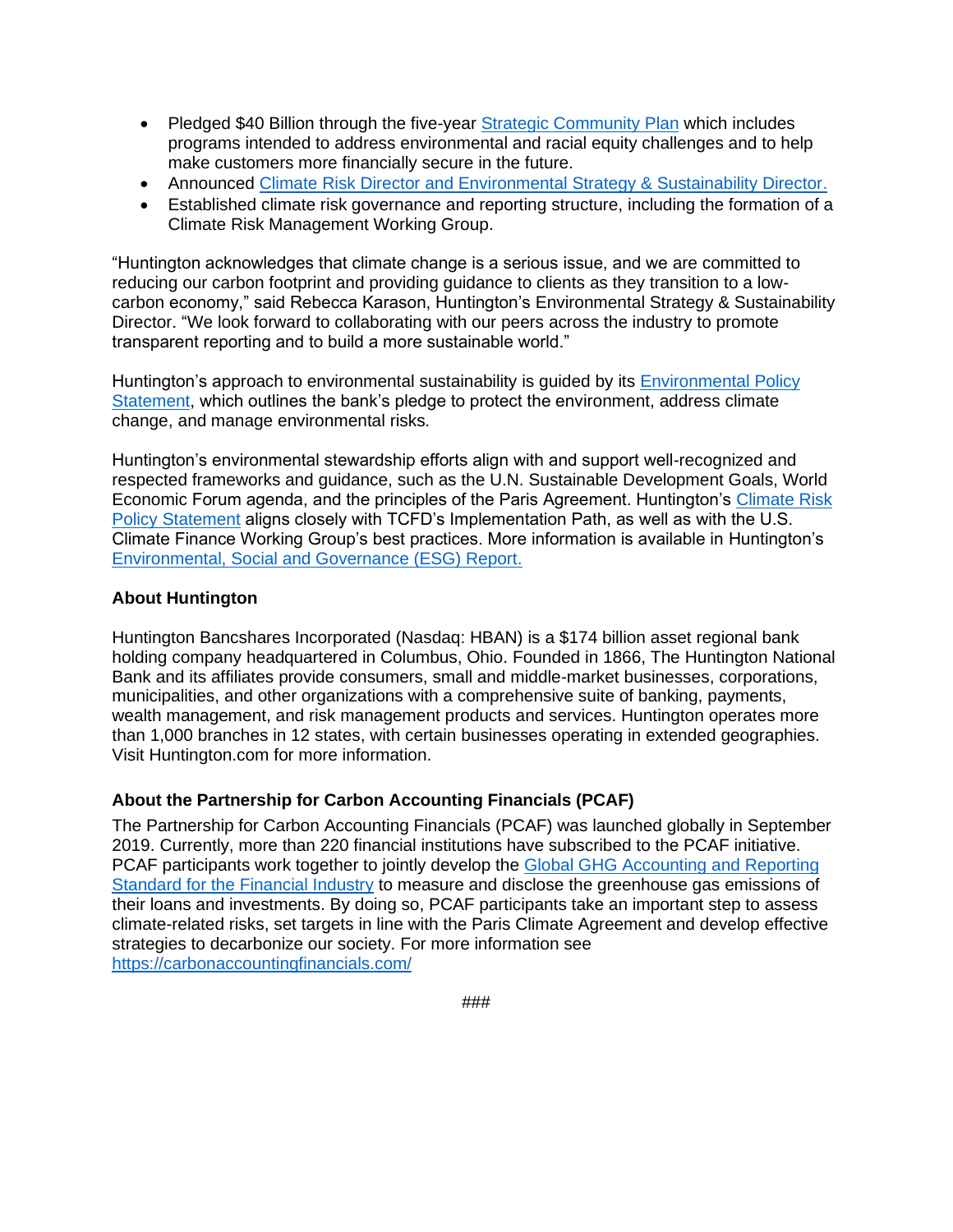- Pledged $40 Billion through the five-year [Strategic Community Plan] which includes programs intended to address environmental and racial equity challenges and to help make customers more financially secure in the future.
- Announced [Climate Risk Director and Environmental Strategy & Sustainability Director.]
- Established climate risk governance and reporting structure, including the formation of a Climate Risk Management Working Group.

"Huntington acknowledges that climate change is a serious issue, and we are committed to reducing our carbon footprint and providing guidance to clients as they transition to a low-carbon economy," said Rebecca Karason, Huntington's Environmental Strategy & Sustainability Director. "We look forward to collaborating with our peers across the industry to promote transparent reporting and to build a more sustainable world."

Huntington's approach to environmental sustainability is guided by its Environmental Policy Statement, which outlines the bank's pledge to protect the environment, address climate change, and manage environmental risks.

Huntington's environmental stewardship efforts align with and support well-recognized and respected frameworks and guidance, such as the U.N. Sustainable Development Goals, World Economic Forum agenda, and the principles of the Paris Agreement. Huntington's Climate Risk Policy Statement aligns closely with TCFD's Implementation Path, as well as with the U.S. Climate Finance Working Group's best practices. More information is available in Huntington's Environmental, Social and Governance (ESG) Report.

**About Huntington**

Huntington Bancshares Incorporated (Nasdaq: HBAN) is a $174 billion asset regional bank holding company headquartered in Columbus, Ohio. Founded in 1866, The Huntington National Bank and its affiliates provide consumers, small and middle-market businesses, corporations, municipalities, and other organizations with a comprehensive suite of banking, payments, wealth management, and risk management products and services. Huntington operates more than 1,000 branches in 12 states, with certain businesses operating in extended geographies. Visit Huntington.com for more information.

**About the Partnership for Carbon Accounting Financials (PCAF)**

The Partnership for Carbon Accounting Financials (PCAF) was launched globally in September 2019. Currently, more than 220 financial institutions have subscribed to the PCAF initiative. PCAF participants work together to jointly develop the Global GHG Accounting and Reporting Standard for the Financial Industry to measure and disclose the greenhouse gas emissions of their loans and investments. By doing so, PCAF participants take an important step to assess climate-related risks, set targets in line with the Paris Climate Agreement and develop effective strategies to decarbonize our society. For more information see https://carbonaccountingfinancials.com/

###